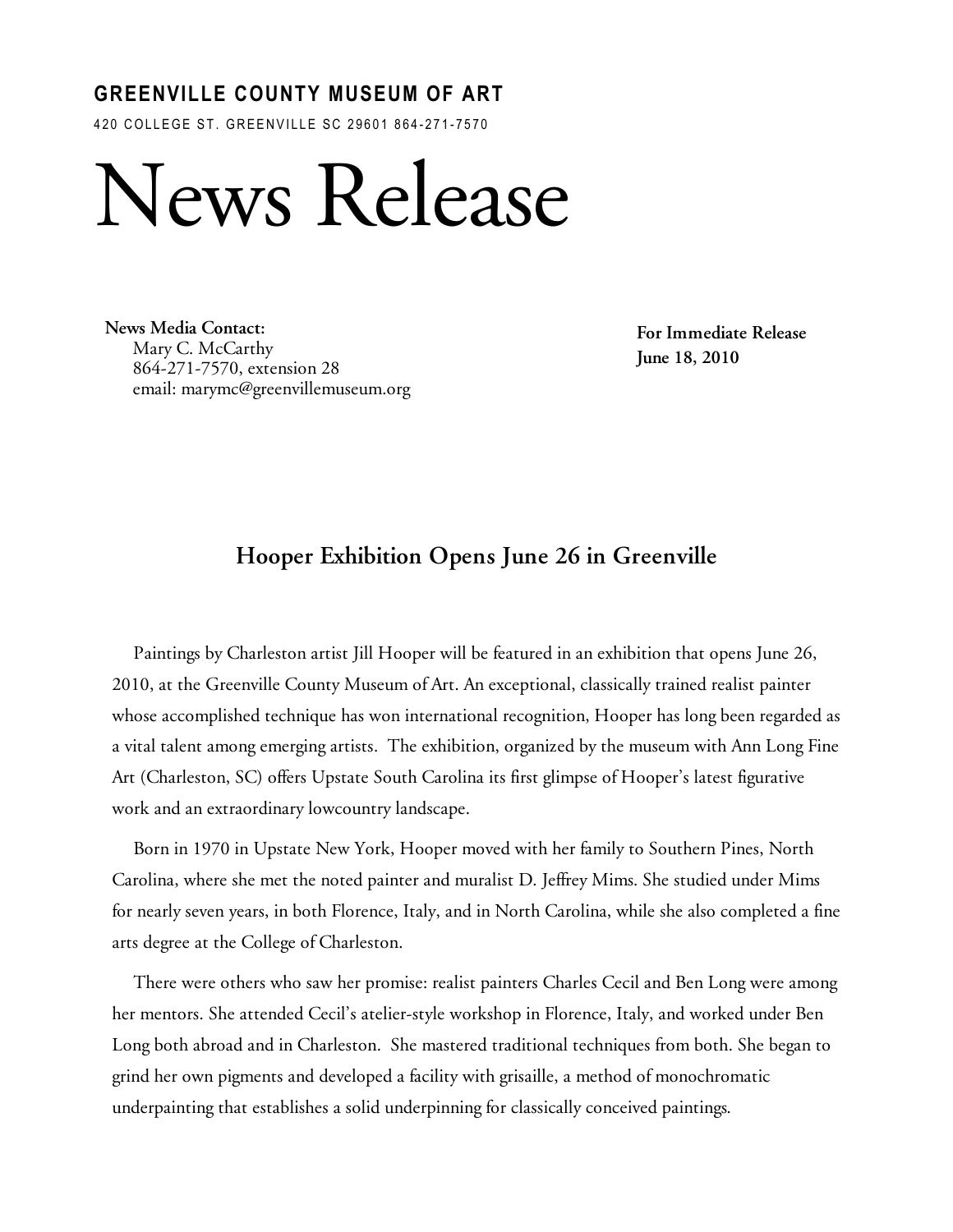**GREENVILLE COUNTY MUSEUM OF ART**

420 COLLEGE ST. GREENVILLE SC 29601 864-271-7570

# News Release

**News Media Contact:**
Mary C. McCarthy
864-271-7570, extension 28
email: marymc@greenvillemuseum.org

**For Immediate Release**
**June 18, 2010**

## Hooper Exhibition Opens June 26 in Greenville

Paintings by Charleston artist Jill Hooper will be featured in an exhibition that opens June 26, 2010, at the Greenville County Museum of Art. An exceptional, classically trained realist painter whose accomplished technique has won international recognition, Hooper has long been regarded as a vital talent among emerging artists. The exhibition, organized by the museum with Ann Long Fine Art (Charleston, SC) offers Upstate South Carolina its first glimpse of Hooper's latest figurative work and an extraordinary lowcountry landscape.

Born in 1970 in Upstate New York, Hooper moved with her family to Southern Pines, North Carolina, where she met the noted painter and muralist D. Jeffrey Mims. She studied under Mims for nearly seven years, in both Florence, Italy, and in North Carolina, while she also completed a fine arts degree at the College of Charleston.

There were others who saw her promise: realist painters Charles Cecil and Ben Long were among her mentors. She attended Cecil's atelier-style workshop in Florence, Italy, and worked under Ben Long both abroad and in Charleston. She mastered traditional techniques from both. She began to grind her own pigments and developed a facility with grisaille, a method of monochromatic underpainting that establishes a solid underpinning for classically conceived paintings.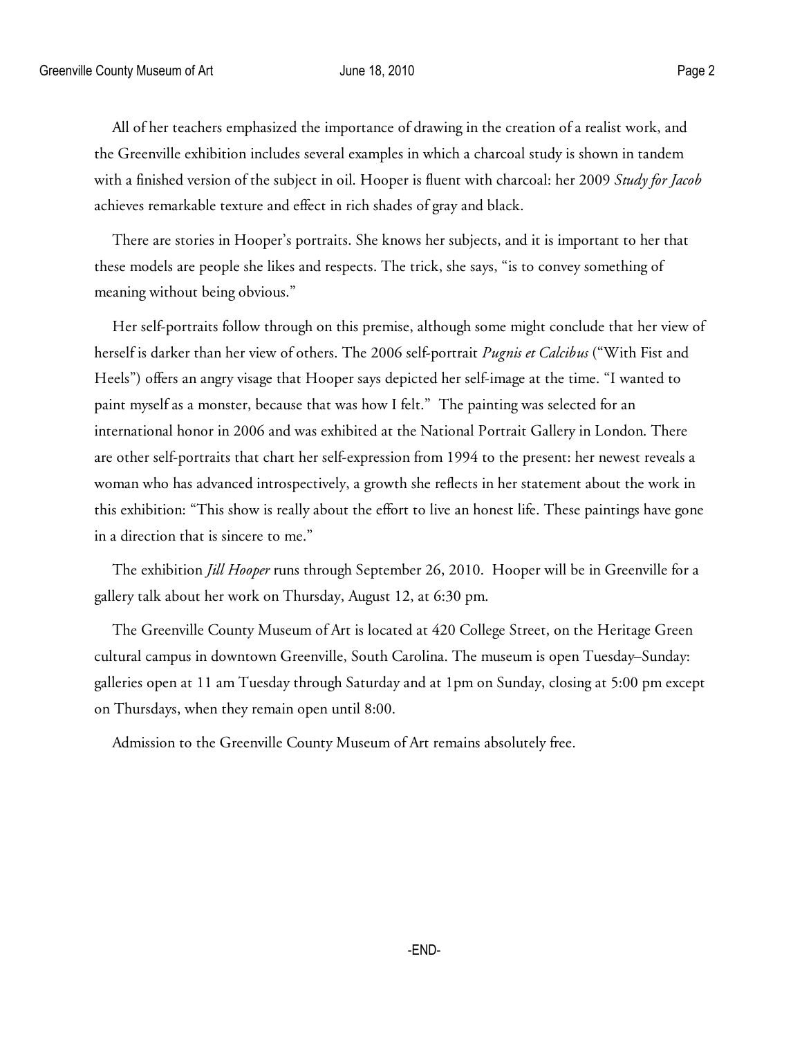All of her teachers emphasized the importance of drawing in the creation of a realist work, and the Greenville exhibition includes several examples in which a charcoal study is shown in tandem with a finished version of the subject in oil. Hooper is fluent with charcoal: her 2009 *Study for Jacob* achieves remarkable texture and effect in rich shades of gray and black.

There are stories in Hooper's portraits. She knows her subjects, and it is important to her that these models are people she likes and respects. The trick, she says, "is to convey something of meaning without being obvious."

Her self-portraits follow through on this premise, although some might conclude that her view of herself is darker than her view of others. The 2006 self-portrait *Pugnis et Calcibus* ("With Fist and Heels") offers an angry visage that Hooper says depicted her self-image at the time. "I wanted to paint myself as a monster, because that was how I felt." The painting was selected for an international honor in 2006 and was exhibited at the National Portrait Gallery in London. There are other self-portraits that chart her self-expression from 1994 to the present: her newest reveals a woman who has advanced introspectively, a growth she reflects in her statement about the work in this exhibition: "This show is really about the effort to live an honest life. These paintings have gone in a direction that is sincere to me."

The exhibition *Jill Hooper* runs through September 26, 2010. Hooper will be in Greenville for a gallery talk about her work on Thursday, August 12, at 6:30 pm.

The Greenville County Museum of Art is located at 420 College Street, on the Heritage Green cultural campus in downtown Greenville, South Carolina. The museum is open Tuesday–Sunday: galleries open at 11 am Tuesday through Saturday and at 1pm on Sunday, closing at 5:00 pm except on Thursdays, when they remain open until 8:00.

Admission to the Greenville County Museum of Art remains absolutely free.

-END-